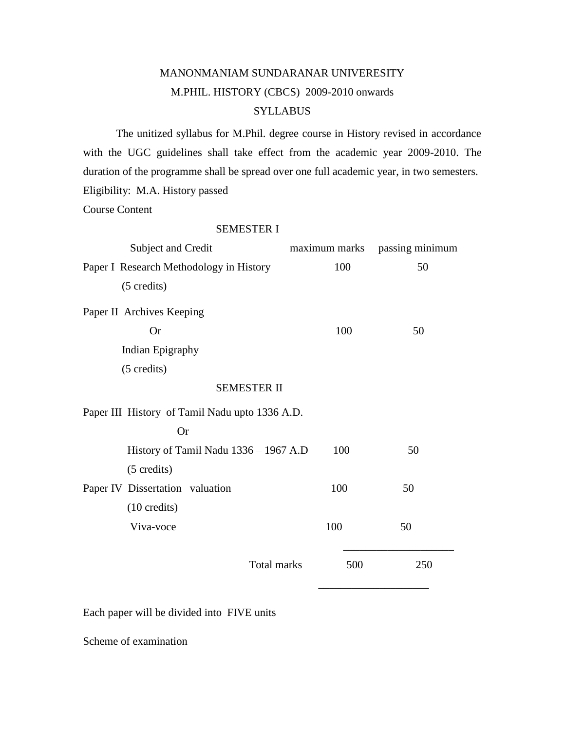# MANONMANIAM SUNDARANAR UNIVERESITY

## M.PHIL. HISTORY (CBCS) 2009-2010 onwards

## SYLLABUS

The unitized syllabus for M.Phil. degree course in History revised in accordance with the UGC guidelines shall take effect from the academic year 2009-2010. The duration of the programme shall be spread over one full academic year, in two semesters.

Eligibility: M.A. History passed

Course Content

| Subject and Credit | maximum marks | passing minimum |
|---|---|---|
| **SEMESTER I** | | |
| Paper I Research Methodology in History (5 credits) | 100 | 50 |
| Paper II Archives Keeping Or Indian Epigraphy (5 credits) | 100 | 50 |
| **SEMESTER II** | | |
| Paper III History of Tamil Nadu upto 1336 A.D. Or History of Tamil Nadu 1336 – 1967 A.D (5 credits) | 100 | 50 |
| Paper IV Dissertation valuation (10 credits) | 100 | 50 |
| Viva-voce | 100 | 50 |
| Total marks | 500 | 250 |

Each paper will be divided into FIVE units

Scheme of examination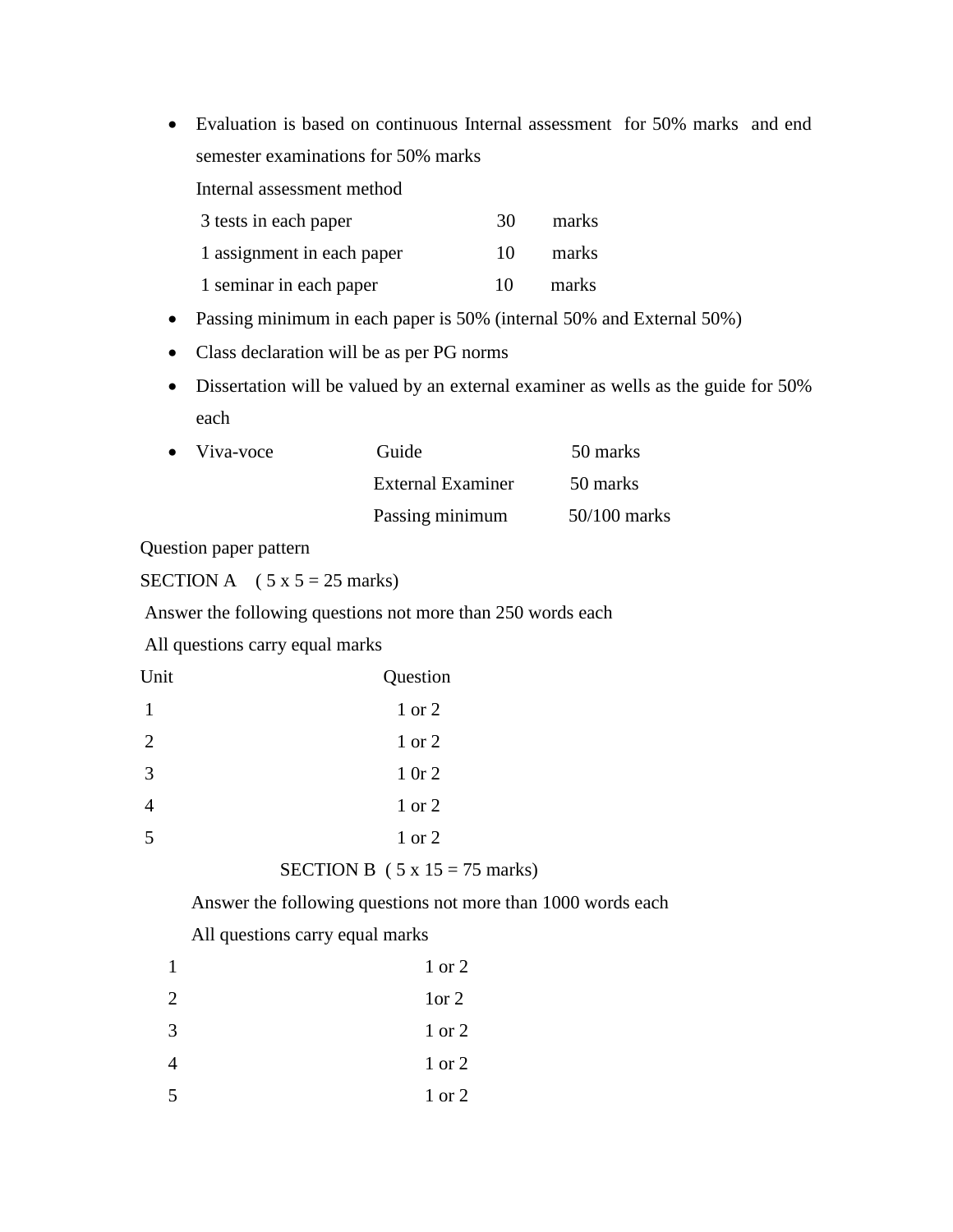- Evaluation is based on continuous Internal assessment for 50% marks and end semester examinations for 50% marks

  Internal assessment method

  | | | |
  |---|---|---|
  | 3 tests in each paper | 30 | marks |
  | 1 assignment in each paper | 10 | marks |
  | 1 seminar in each paper | 10 | marks |

- Passing minimum in each paper is 50% (internal 50% and External 50%)
- Class declaration will be as per PG norms
- Dissertation will be valued by an external examiner as wells as the guide for 50% each
- Viva-voce

  | | | |
  |---|---|---|
  | Viva-voce | Guide | 50 marks |
  | | External Examiner | 50 marks |
  | | Passing minimum | 50/100 marks |

Question paper pattern

SECTION A ( 5 x 5 = 25 marks)

Answer the following questions not more than 250 words each

All questions carry equal marks

| Unit | Question |
|---|---|
| 1 | 1 or 2 |
| 2 | 1 or 2 |
| 3 | 1 0r 2 |
| 4 | 1 or 2 |
| 5 | 1 or 2 |

SECTION B ( 5 x 15 = 75 marks)

Answer the following questions not more than 1000 words each

All questions carry equal marks

| | |
|---|---|
| 1 | 1 or 2 |
| 2 | 1or 2 |
| 3 | 1 or 2 |
| 4 | 1 or 2 |
| 5 | 1 or 2 |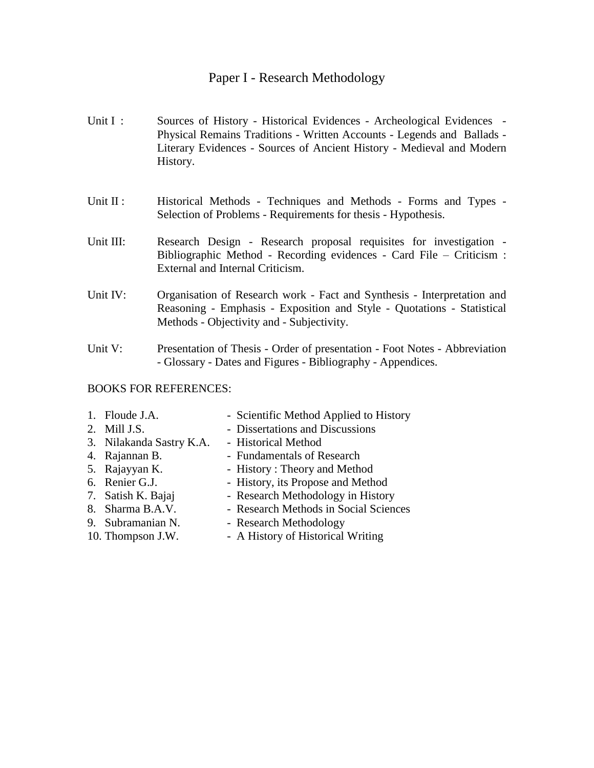## Paper I - Research Methodology

**Unit I :** Sources of History - Historical Evidences - Archeological Evidences - Physical Remains Traditions - Written Accounts - Legends and Ballads - Literary Evidences - Sources of Ancient History - Medieval and Modern History.

**Unit II :** Historical Methods - Techniques and Methods - Forms and Types - Selection of Problems - Requirements for thesis - Hypothesis.

**Unit III:** Research Design - Research proposal requisites for investigation - Bibliographic Method - Recording evidences - Card File – Criticism : External and Internal Criticism.

**Unit IV:** Organisation of Research work - Fact and Synthesis - Interpretation and Reasoning - Emphasis - Exposition and Style - Quotations - Statistical Methods - Objectivity and - Subjectivity.

**Unit V:** Presentation of Thesis - Order of presentation - Foot Notes - Abbreviation - Glossary - Dates and Figures - Bibliography - Appendices.

BOOKS FOR REFERENCES:

1. Floude J.A. - Scientific Method Applied to History
2. Mill J.S. - Dissertations and Discussions
3. Nilakanda Sastry K.A. - Historical Method
4. Rajannan B. - Fundamentals of Research
5. Rajayyan K. - History : Theory and Method
6. Renier G.J. - History, its Propose and Method
7. Satish K. Bajaj - Research Methodology in History
8. Sharma B.A.V. - Research Methods in Social Sciences
9. Subramanian N. - Research Methodology
10. Thompson J.W. - A History of Historical Writing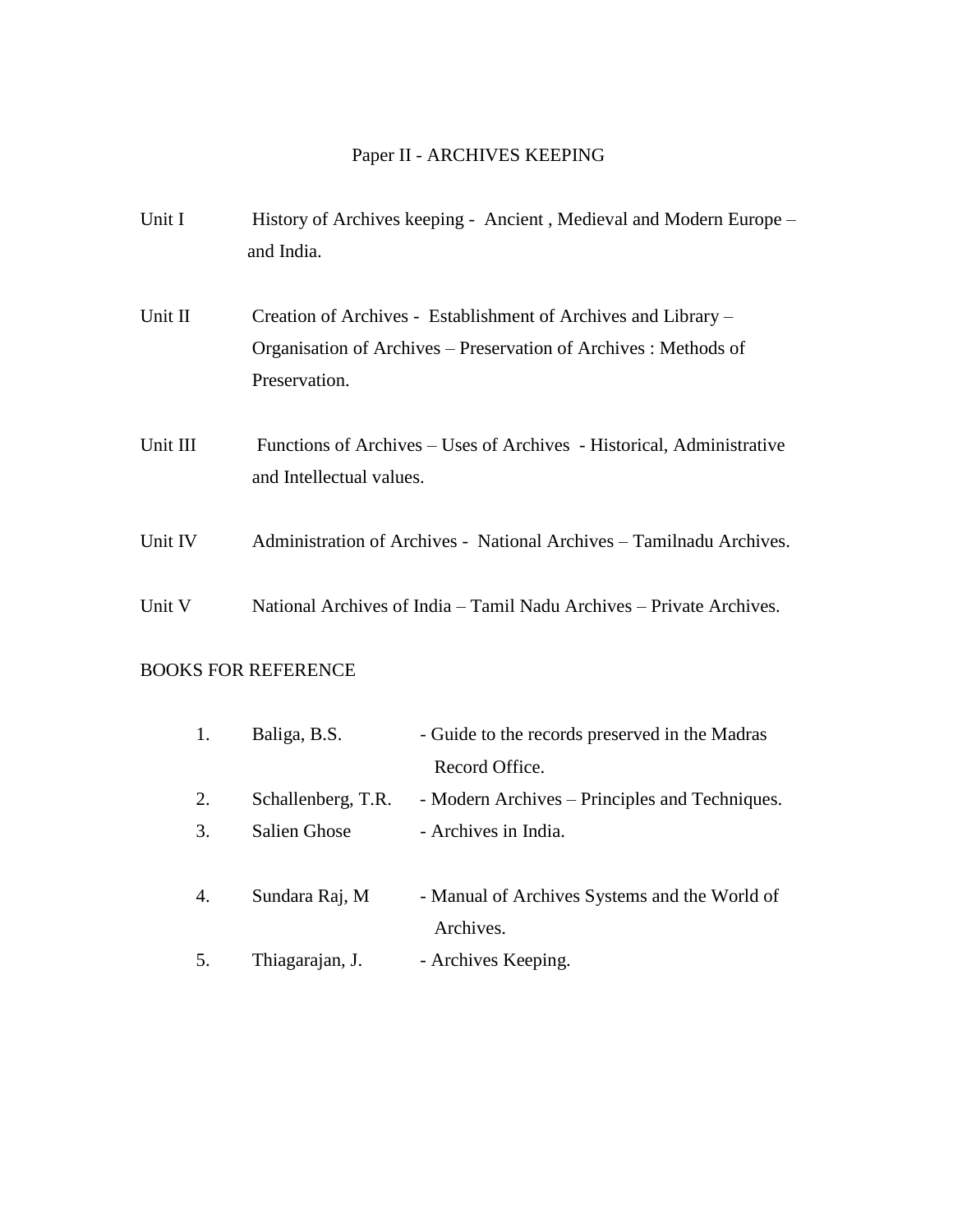## Paper II - ARCHIVES KEEPING

**Unit I** History of Archives keeping - Ancient , Medieval and Modern Europe – and India.

**Unit II** Creation of Archives - Establishment of Archives and Library – Organisation of Archives – Preservation of Archives : Methods of Preservation.

**Unit III** Functions of Archives – Uses of Archives - Historical, Administrative and Intellectual values.

**Unit IV** Administration of Archives - National Archives – Tamilnadu Archives.

**Unit V** National Archives of India – Tamil Nadu Archives – Private Archives.

### BOOKS FOR REFERENCE

1. Baliga, B.S. - Guide to the records preserved in the Madras Record Office.
2. Schallenberg, T.R. - Modern Archives – Principles and Techniques.
3. Salien Ghose - Archives in India.
4. Sundara Raj, M - Manual of Archives Systems and the World of Archives.
5. Thiagarajan, J. - Archives Keeping.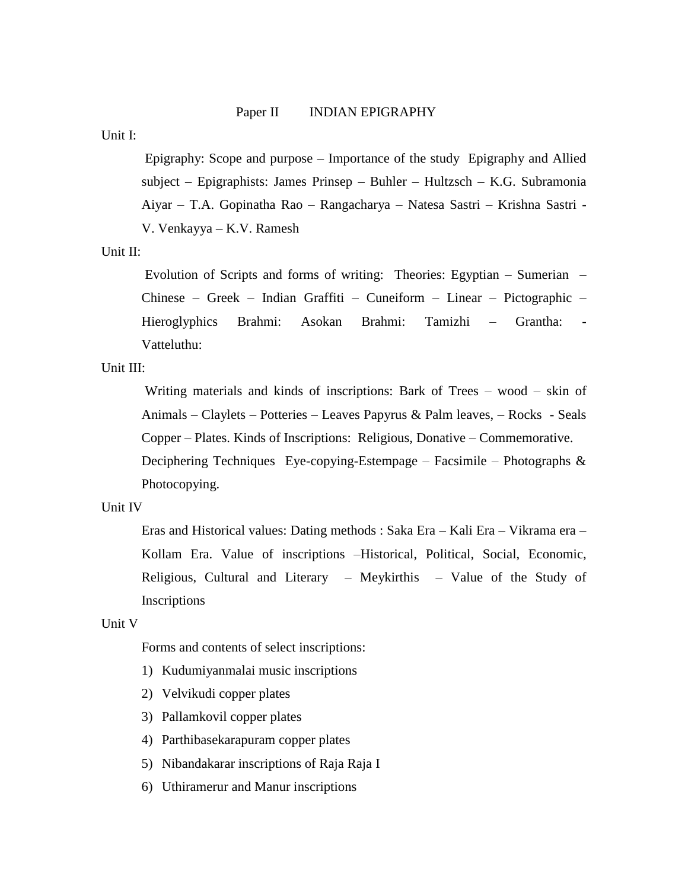## Paper II INDIAN EPIGRAPHY

Unit I:

Epigraphy: Scope and purpose – Importance of the study Epigraphy and Allied subject – Epigraphists: James Prinsep – Buhler – Hultzsch – K.G. Subramonia Aiyar – T.A. Gopinatha Rao – Rangacharya – Natesa Sastri – Krishna Sastri - V. Venkayya – K.V. Ramesh

Unit II:

Evolution of Scripts and forms of writing: Theories: Egyptian – Sumerian – Chinese – Greek – Indian Graffiti – Cuneiform – Linear – Pictographic – Hieroglyphics Brahmi: Asokan Brahmi: Tamizhi – Grantha: - Vatteluthu:

Unit III:

Writing materials and kinds of inscriptions: Bark of Trees – wood – skin of Animals – Claylets – Potteries – Leaves Papyrus & Palm leaves, – Rocks - Seals Copper – Plates. Kinds of Inscriptions: Religious, Donative – Commemorative. Deciphering Techniques Eye-copying-Estempage – Facsimile – Photographs & Photocopying.

Unit IV

Eras and Historical values: Dating methods : Saka Era – Kali Era – Vikrama era – Kollam Era. Value of inscriptions –Historical, Political, Social, Economic, Religious, Cultural and Literary – Meykirthis – Value of the Study of Inscriptions

Unit V

Forms and contents of select inscriptions:

1) Kudumiyanmalai music inscriptions
2) Velvikudi copper plates
3) Pallamkovil copper plates
4) Parthibasekarapuram copper plates
5) Nibandakarar inscriptions of Raja Raja I
6) Uthiramerur and Manur inscriptions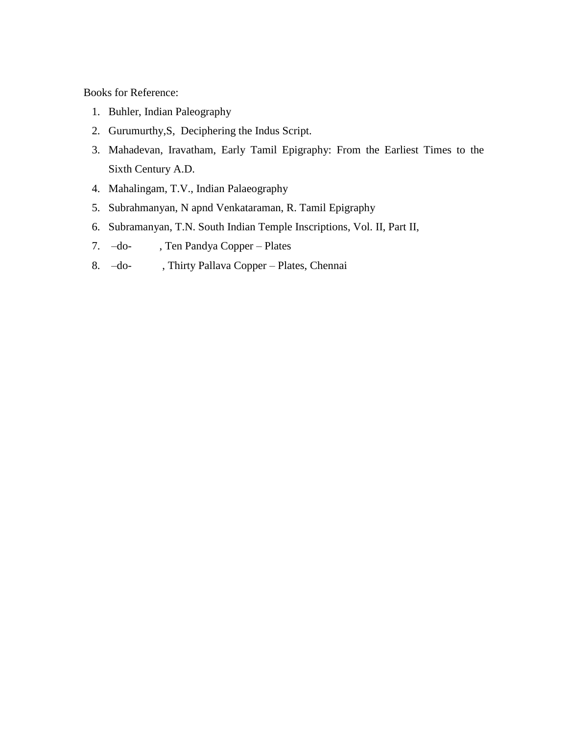Books for Reference:

1. Buhler, Indian Paleography
2. Gurumurthy,S, Deciphering the Indus Script.
3. Mahadevan, Iravatham, Early Tamil Epigraphy: From the Earliest Times to the Sixth Century A.D.
4. Mahalingam, T.V., Indian Palaeography
5. Subrahmanyan, N apnd Venkataraman, R. Tamil Epigraphy
6. Subramanyan, T.N. South Indian Temple Inscriptions, Vol. II, Part II,
7. –do- , Ten Pandya Copper – Plates
8. –do- , Thirty Pallava Copper – Plates, Chennai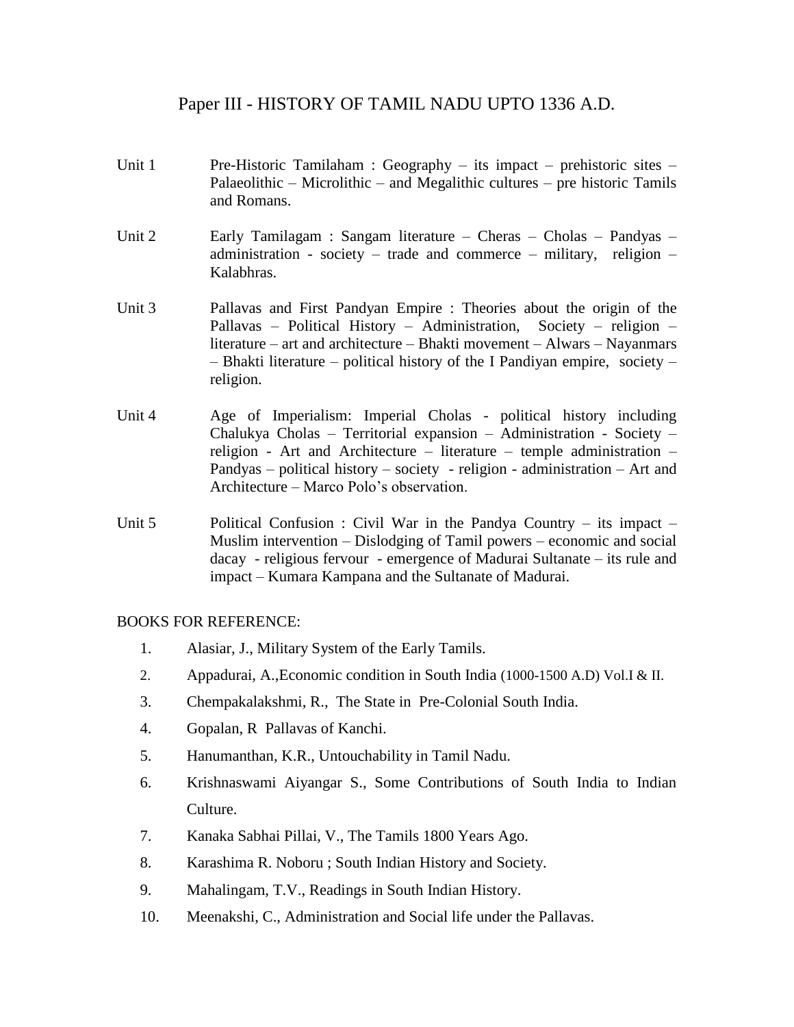## Paper III - HISTORY OF TAMIL NADU UPTO 1336 A.D.

Unit 1 Pre-Historic Tamilaham : Geography – its impact – prehistoric sites – Palaeolithic – Microlithic – and Megalithic cultures – pre historic Tamils and Romans.

Unit 2 Early Tamilagam : Sangam literature – Cheras – Cholas – Pandyas – administration - society – trade and commerce – military, religion – Kalabhras.

Unit 3 Pallavas and First Pandyan Empire : Theories about the origin of the Pallavas – Political History – Administration, Society – religion – literature – art and architecture – Bhakti movement – Alwars – Nayanmars – Bhakti literature – political history of the I Pandiyan empire, society – religion.

Unit 4 Age of Imperialism: Imperial Cholas - political history including Chalukya Cholas – Territorial expansion – Administration - Society – religion - Art and Architecture – literature – temple administration – Pandyas – political history – society - religion - administration – Art and Architecture – Marco Polo's observation.

Unit 5 Political Confusion : Civil War in the Pandya Country – its impact – Muslim intervention – Dislodging of Tamil powers – economic and social dacay - religious fervour - emergence of Madurai Sultanate – its rule and impact – Kumara Kampana and the Sultanate of Madurai.

BOOKS FOR REFERENCE:

1. Alasiar, J., Military System of the Early Tamils.
2. Appadurai, A.,Economic condition in South India (1000-1500 A.D) Vol.I & II.
3. Chempakalakshmi, R., The State in Pre-Colonial South India.
4. Gopalan, R Pallavas of Kanchi.
5. Hanumanthan, K.R., Untouchability in Tamil Nadu.
6. Krishnaswami Aiyangar S., Some Contributions of South India to Indian Culture.
7. Kanaka Sabhai Pillai, V., The Tamils 1800 Years Ago.
8. Karashima R. Noboru ; South Indian History and Society.
9. Mahalingam, T.V., Readings in South Indian History.
10. Meenakshi, C., Administration and Social life under the Pallavas.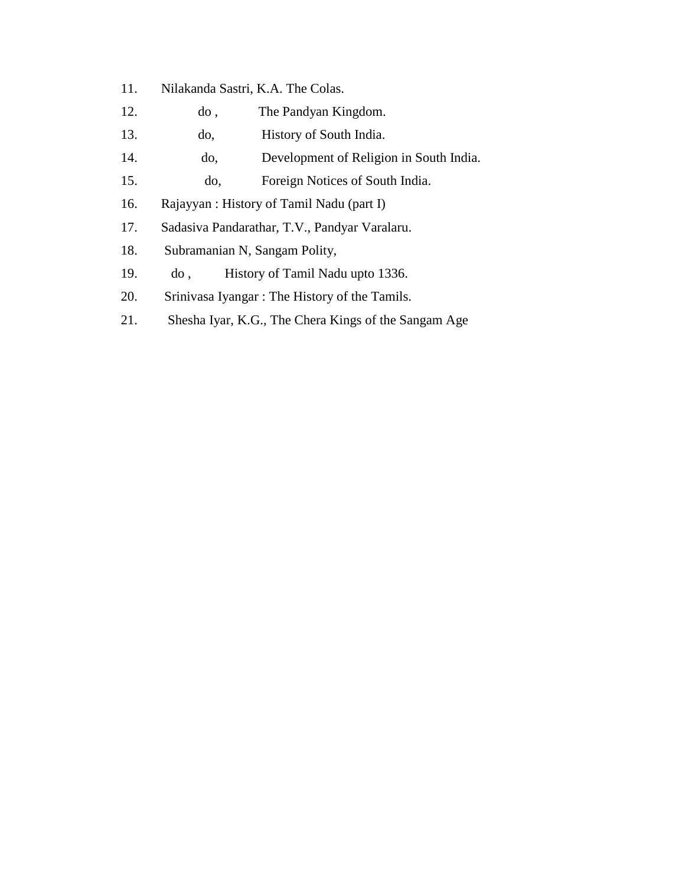11. Nilakanda Sastri, K.A. The Colas.
12. do , The Pandyan Kingdom.
13. do, History of South India.
14. do, Development of Religion in South India.
15. do, Foreign Notices of South India.
16. Rajayyan : History of Tamil Nadu (part I)
17. Sadasiva Pandarathar, T.V., Pandyar Varalaru.
18. Subramanian N, Sangam Polity,
19. do , History of Tamil Nadu upto 1336.
20. Srinivasa Iyangar : The History of the Tamils.
21. Shesha Iyar, K.G., The Chera Kings of the Sangam Age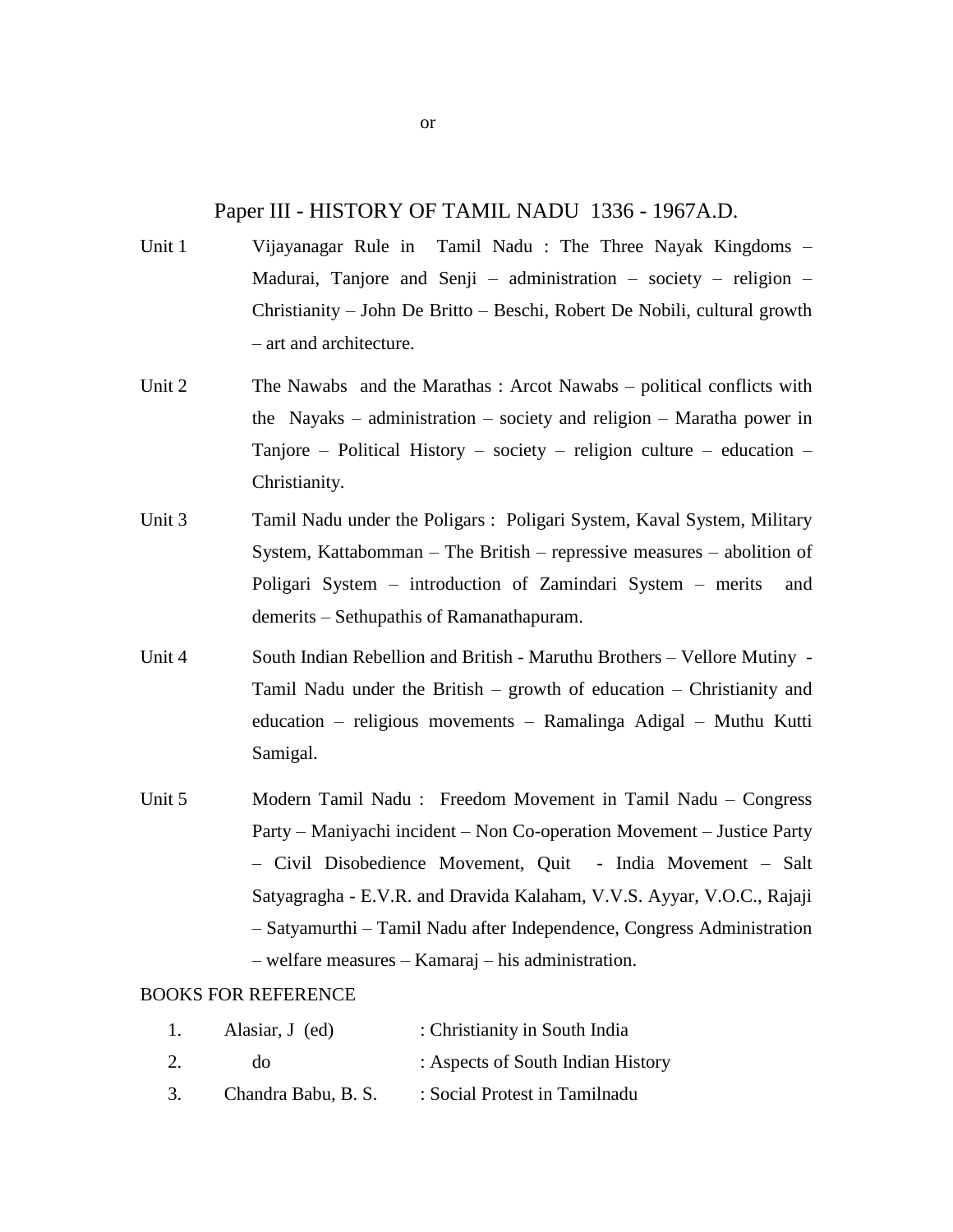or

## Paper III - HISTORY OF TAMIL NADU 1336 - 1967A.D.

Unit 1 Vijayanagar Rule in Tamil Nadu : The Three Nayak Kingdoms – Madurai, Tanjore and Senji – administration – society – religion – Christianity – John De Britto – Beschi, Robert De Nobili, cultural growth – art and architecture.

Unit 2 The Nawabs and the Marathas : Arcot Nawabs – political conflicts with the Nayaks – administration – society and religion – Maratha power in Tanjore – Political History – society – religion culture – education – Christianity.

Unit 3 Tamil Nadu under the Poligars : Poligari System, Kaval System, Military System, Kattabomman – The British – repressive measures – abolition of Poligari System – introduction of Zamindari System – merits and demerits – Sethupathis of Ramanathapuram.

Unit 4 South Indian Rebellion and British - Maruthu Brothers – Vellore Mutiny - Tamil Nadu under the British – growth of education – Christianity and education – religious movements – Ramalinga Adigal – Muthu Kutti Samigal.

Unit 5 Modern Tamil Nadu : Freedom Movement in Tamil Nadu – Congress Party – Maniyachi incident – Non Co-operation Movement – Justice Party – Civil Disobedience Movement, Quit - India Movement – Salt Satyagragha - E.V.R. and Dravida Kalaham, V.V.S. Ayyar, V.O.C., Rajaji – Satyamurthi – Tamil Nadu after Independence, Congress Administration – welfare measures – Kamaraj – his administration.

BOOKS FOR REFERENCE

1. Alasiar, J (ed) : Christianity in South India
2. do : Aspects of South Indian History
3. Chandra Babu, B. S. : Social Protest in Tamilnadu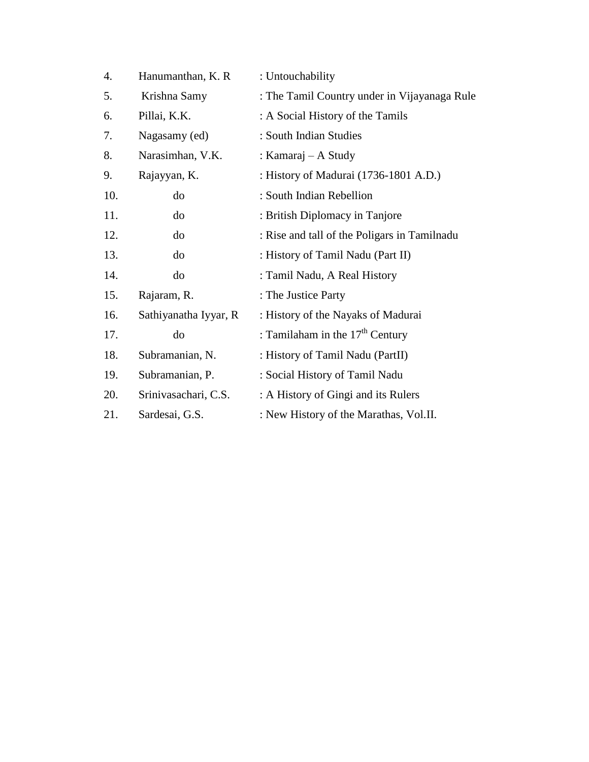| | | |
|---|---|---|
| 4. | Hanumanthan, K. R | : Untouchability |
| 5. | Krishna Samy | : The Tamil Country under in Vijayanaga Rule |
| 6. | Pillai, K.K. | : A Social History of the Tamils |
| 7. | Nagasamy (ed) | : South Indian Studies |
| 8. | Narasimhan, V.K. | : Kamaraj – A Study |
| 9. | Rajayyan, K. | : History of Madurai (1736-1801 A.D.) |
| 10. | do | : South Indian Rebellion |
| 11. | do | : British Diplomacy in Tanjore |
| 12. | do | : Rise and tall of the Poligars in Tamilnadu |
| 13. | do | : History of Tamil Nadu (Part II) |
| 14. | do | : Tamil Nadu, A Real History |
| 15. | Rajaram, R. | : The Justice Party |
| 16. | Sathiyanatha Iyyar, R | : History of the Nayaks of Madurai |
| 17. | do | : Tamilaham in the 17th Century |
| 18. | Subramanian, N. | : History of Tamil Nadu (PartII) |
| 19. | Subramanian, P. | : Social History of Tamil Nadu |
| 20. | Srinivasachari, C.S. | : A History of Gingi and its Rulers |
| 21. | Sardesai, G.S. | : New History of the Marathas, Vol.II. |